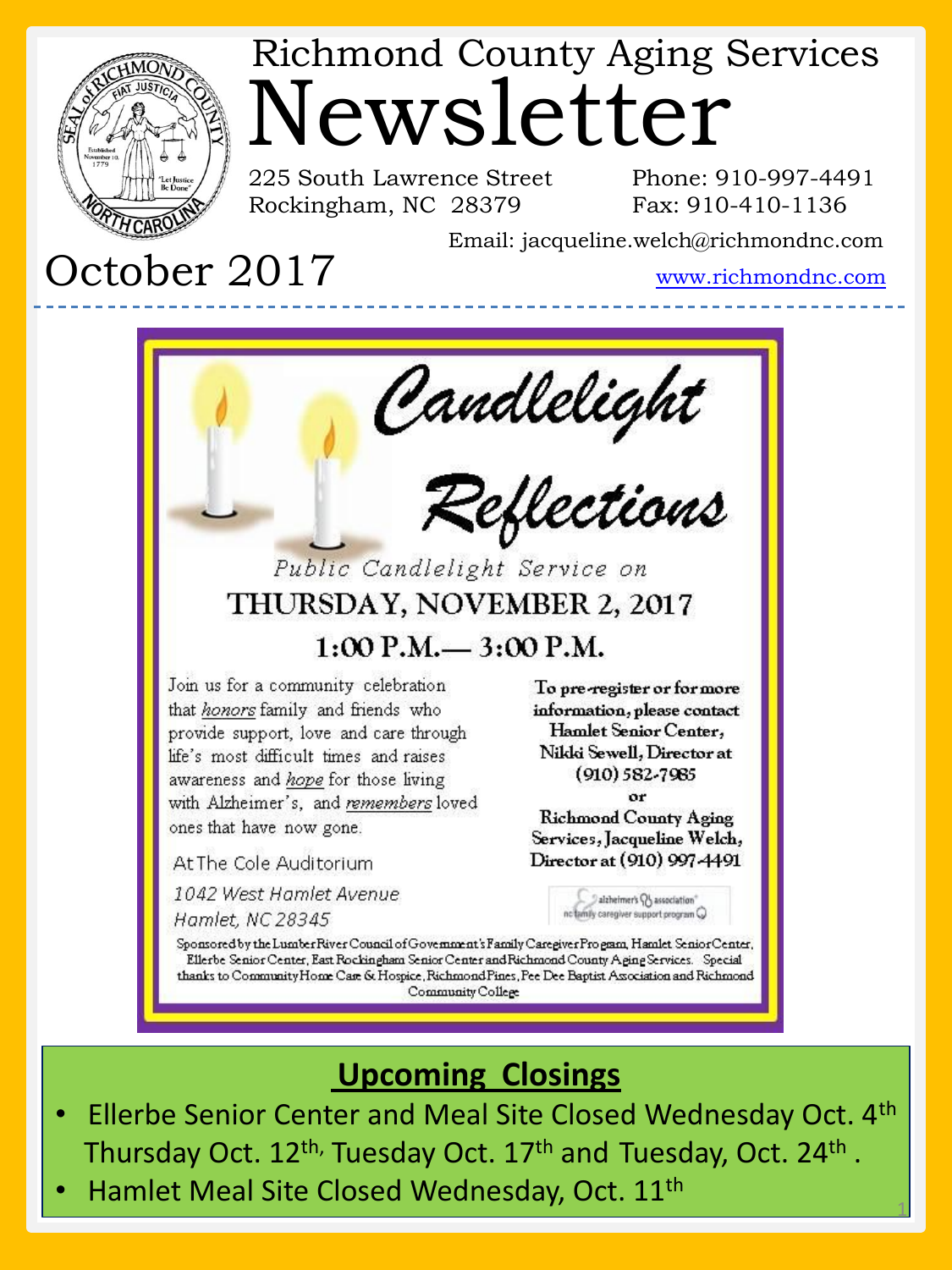# Richmond County Aging Services Newsletter

225 South Lawrence Street
Rockingham, NC 28379

Phone: 910-997-4491
Fax: 910-410-1136

Email: jacqueline.welch@richmondnc.com

www.richmondnc.com

## October 2017

---

# Candlelight Reflections

*Public Candlelight Service on*

**THURSDAY, NOVEMBER 2, 2017**

**1:00 P.M.— 3:00 P.M.**

Join us for a community celebration that *honors* family and friends who provide support, love and care through life's most difficult times and raises awareness and *hope* for those living with Alzheimer's, and *remembers* loved ones that have now gone.

At The Cole Auditorium

*1042 West Hamlet Avenue*
*Hamlet, NC 28345*

**To pre-register or for more information, please contact Hamlet Senior Center, Nikki Sewell, Director at (910) 582-7985**

**or**

**Richmond County Aging Services, Jacqueline Welch, Director at (910) 997-4491**

alzheimer's association® nc family caregiver support program

Sponsored by the Lumber River Council of Government's Family Caregiver Program, Hamlet Senior Center, Ellerbe Senior Center, East Rockingham Senior Center and Richmond County Aging Services. Special thanks to Community Home Care & Hospice, Richmond Pines, Pee Dee Baptist Association and Richmond Community College

## Upcoming Closings

- Ellerbe Senior Center and Meal Site Closed Wednesday Oct. 4th Thursday Oct. 12th, Tuesday Oct. 17th and Tuesday, Oct. 24th .
- Hamlet Meal Site Closed Wednesday, Oct. 11th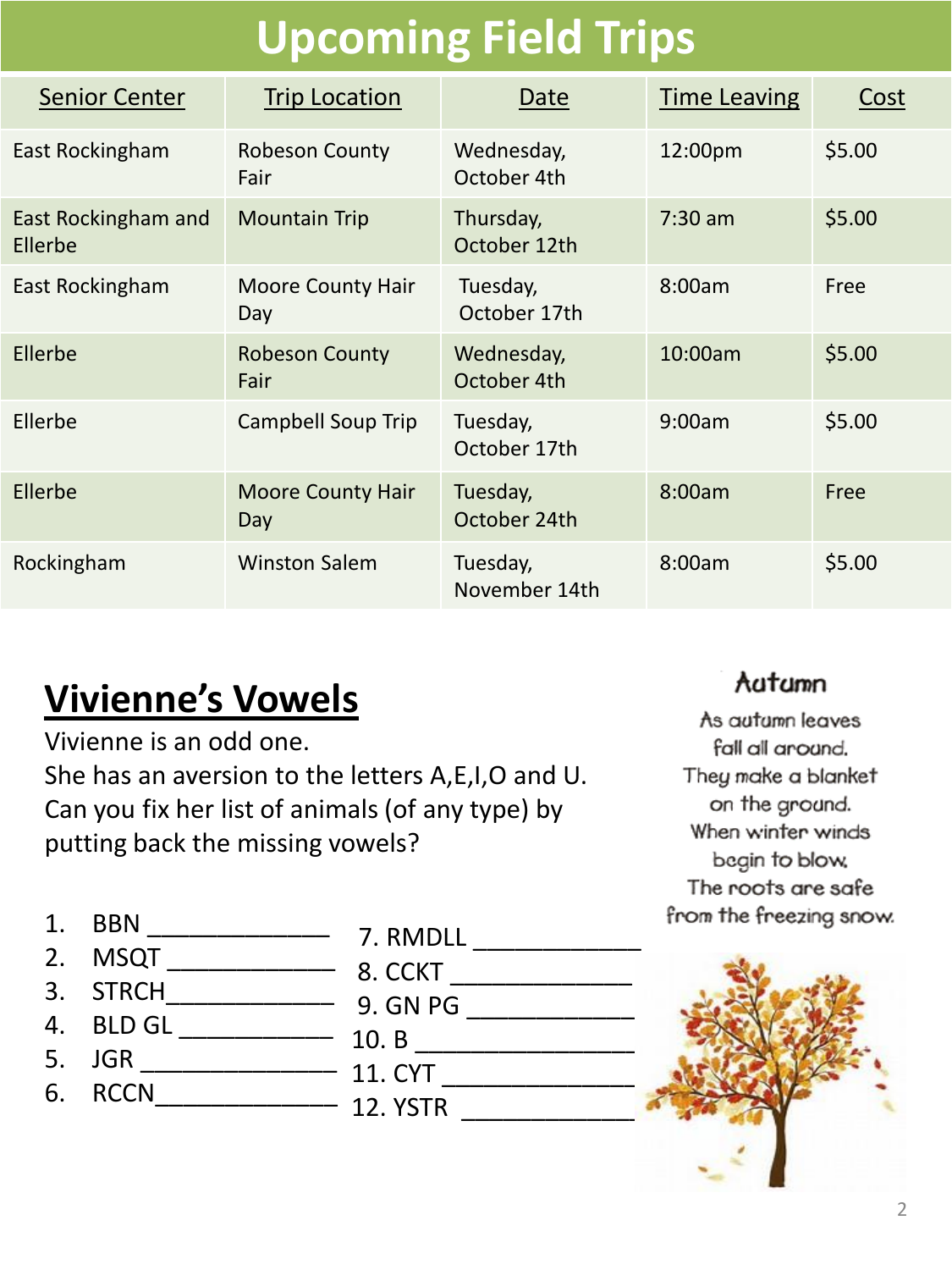# Upcoming Field Trips

| Senior Center | Trip Location | Date | Time Leaving | Cost |
|---|---|---|---|---|
| East Rockingham | Robeson County Fair | Wednesday, October 4th | 12:00pm | $5.00 |
| East Rockingham and Ellerbe | Mountain Trip | Thursday, October 12th | 7:30 am | $5.00 |
| East Rockingham | Moore County Hair Day | Tuesday, October 17th | 8:00am | Free |
| Ellerbe | Robeson County Fair | Wednesday, October 4th | 10:00am | $5.00 |
| Ellerbe | Campbell Soup Trip | Tuesday, October 17th | 9:00am | $5.00 |
| Ellerbe | Moore County Hair Day | Tuesday, October 24th | 8:00am | Free |
| Rockingham | Winston Salem | Tuesday, November 14th | 8:00am | $5.00 |

## Vivienne's Vowels

Vivienne is an odd one.
She has an aversion to the letters A,E,I,O and U.
Can you fix her list of animals (of any type) by putting back the missing vowels?

1. BBN _____________
2. MSQT ____________
3. STRCH____________
4. BLD GL ___________
5. JGR ______________
6. RCCN_____________
7. RMDLL ____________
8. CCKT _____________
9. GN PG ____________
10. B _______________
11. CYT ______________
12. YSTR _____________

### Autumn

As autumn leaves
fall all around.
They make a blanket
on the ground.
When winter winds
begin to blow,
The roots are safe
from the freezing snow.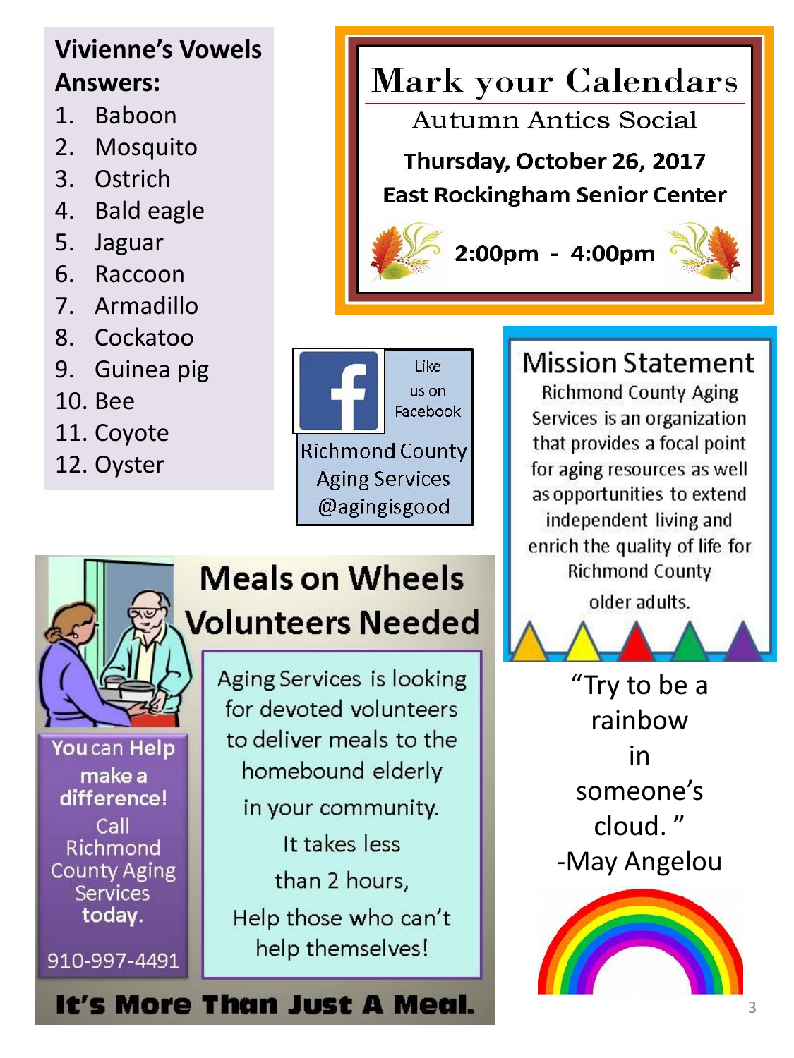## Vivienne's Vowels Answers:

1. Baboon
2. Mosquito
3. Ostrich
4. Bald eagle
5. Jaguar
6. Raccoon
7. Armadillo
8. Cockatoo
9. Guinea pig
10. Bee
11. Coyote
12. Oyster

## Mark your Calendars

Autumn Antics Social

**Thursday, October 26, 2017**

**East Rockingham Senior Center**

**2:00pm - 4:00pm**

Like us on Facebook

Richmond County Aging Services @agingisgood

## Mission Statement

Richmond County Aging Services is an organization that provides a focal point for aging resources as well as opportunities to extend independent living and enrich the quality of life for Richmond County older adults.

## Meals on Wheels Volunteers Needed

Aging Services is looking for devoted volunteers to deliver meals to the homebound elderly in your community.

It takes less than 2 hours,

Help those who can't help themselves!

**You can Help make a difference!** Call Richmond County Aging Services **today.**

910-997-4491

**It's More Than Just A Meal.**

"Try to be a rainbow in someone's cloud."

-May Angelou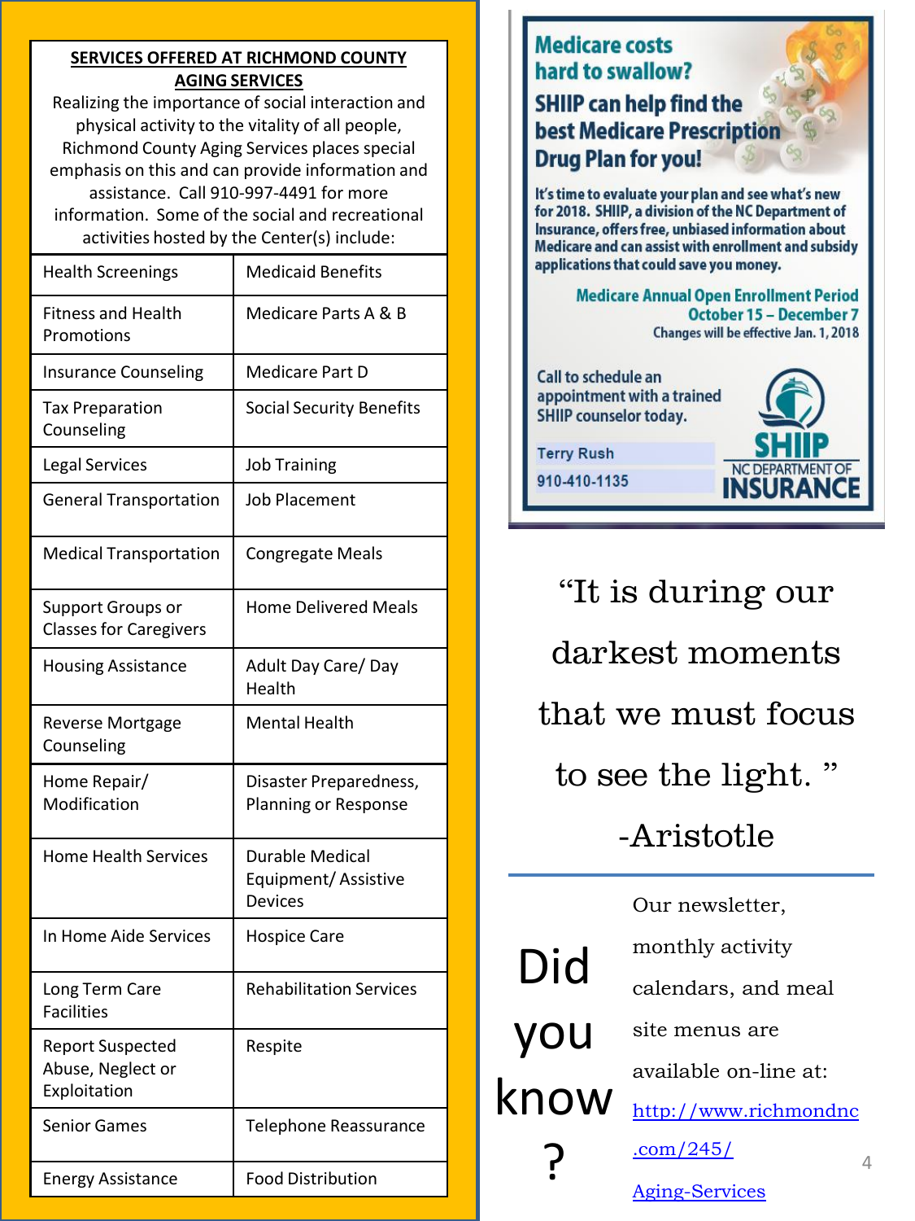## SERVICES OFFERED AT RICHMOND COUNTY AGING SERVICES

Realizing the importance of social interaction and physical activity to the vitality of all people, Richmond County Aging Services places special emphasis on this and can provide information and assistance. Call 910-997-4491 for more information. Some of the social and recreational activities hosted by the Center(s) include:

| | |
|---|---|
| Health Screenings | Medicaid Benefits |
| Fitness and Health Promotions | Medicare Parts A & B |
| Insurance Counseling | Medicare Part D |
| Tax Preparation Counseling | Social Security Benefits |
| Legal Services | Job Training |
| General Transportation | Job Placement |
| Medical Transportation | Congregate Meals |
| Support Groups or Classes for Caregivers | Home Delivered Meals |
| Housing Assistance | Adult Day Care/ Day Health |
| Reverse Mortgage Counseling | Mental Health |
| Home Repair/ Modification | Disaster Preparedness, Planning or Response |
| Home Health Services | Durable Medical Equipment/ Assistive Devices |
| In Home Aide Services | Hospice Care |
| Long Term Care Facilities | Rehabilitation Services |
| Report Suspected Abuse, Neglect or Exploitation | Respite |
| Senior Games | Telephone Reassurance |
| Energy Assistance | Food Distribution |

## Medicare costs hard to swallow?

## SHIIP can help find the best Medicare Prescription Drug Plan for you!

It's time to evaluate your plan and see what's new for 2018. SHIIP, a division of the NC Department of Insurance, offers free, unbiased information about Medicare and can assist with enrollment and subsidy applications that could save you money.

**Medicare Annual Open Enrollment Period October 15 – December 7**
Changes will be effective Jan. 1, 2018

Call to schedule an appointment with a trained SHIIP counselor today.

Terry Rush
910-410-1135

SHIIP
NC DEPARTMENT OF INSURANCE

"It is during our darkest moments that we must focus to see the light."

-Aristotle

## Did you know?

Our newsletter, monthly activity calendars, and meal site menus are available on-line at: http://www.richmondnc.com/245/Aging-Services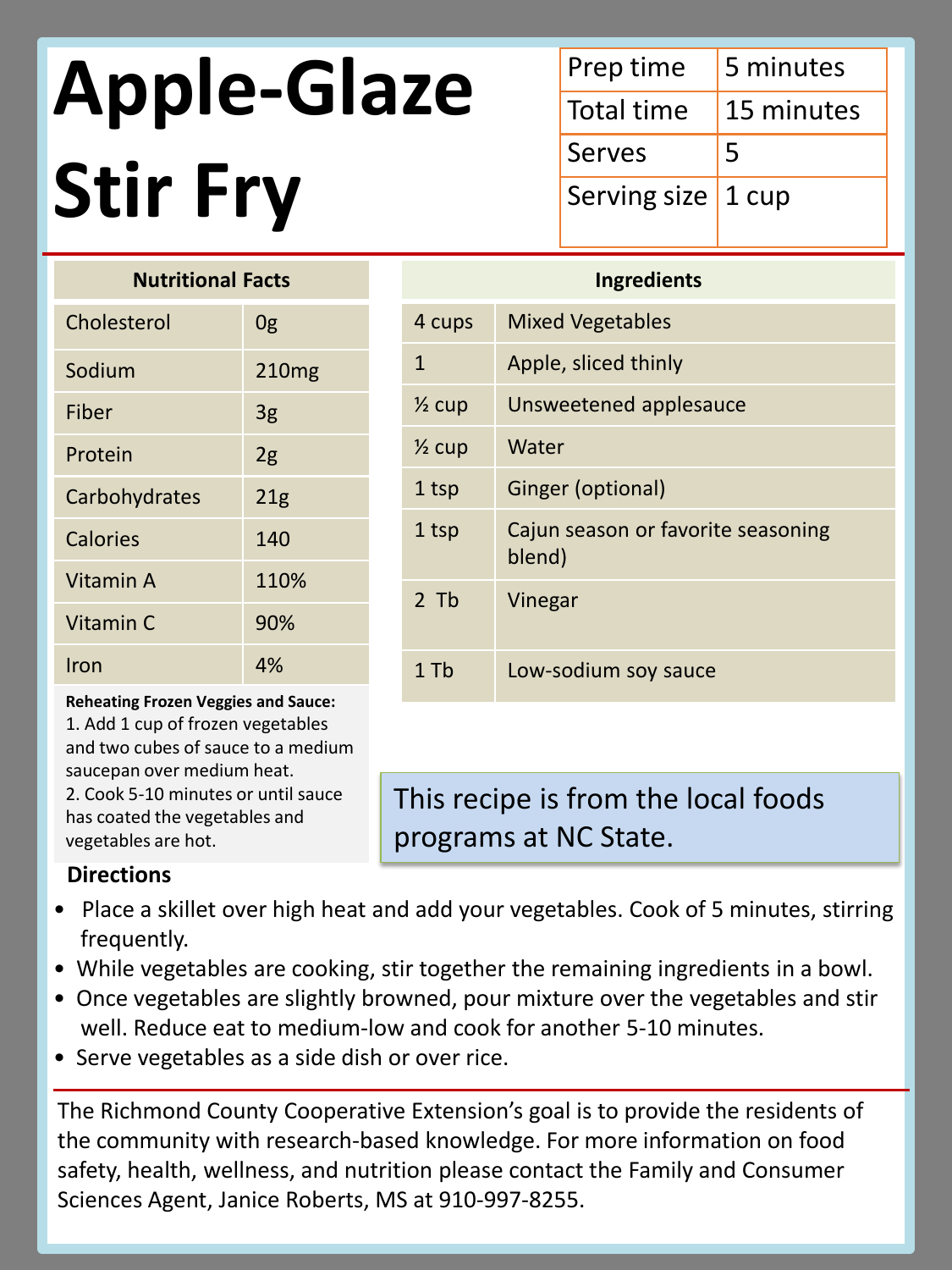# Apple-Glaze Stir Fry

| | |
|---|---|
| Prep time | 5 minutes |
| Total time | 15 minutes |
| Serves | 5 |
| Serving size | 1 cup |

| Nutritional Facts | |
|---|---|
| Cholesterol | 0g |
| Sodium | 210mg |
| Fiber | 3g |
| Protein | 2g |
| Carbohydrates | 21g |
| Calories | 140 |
| Vitamin A | 110% |
| Vitamin C | 90% |
| Iron | 4% |

**Reheating Frozen Veggies and Sauce:**
1. Add 1 cup of frozen vegetables and two cubes of sauce to a medium saucepan over medium heat.
2. Cook 5-10 minutes or until sauce has coated the vegetables and vegetables are hot.

| Ingredients | |
|---|---|
| 4 cups | Mixed Vegetables |
| 1 | Apple, sliced thinly |
| ½ cup | Unsweetened applesauce |
| ½ cup | Water |
| 1 tsp | Ginger (optional) |
| 1 tsp | Cajun season or favorite seasoning blend) |
| 2 Tb | Vinegar |
| 1 Tb | Low-sodium soy sauce |

This recipe is from the local foods programs at NC State.

**Directions**

- Place a skillet over high heat and add your vegetables. Cook of 5 minutes, stirring frequently.
- While vegetables are cooking, stir together the remaining ingredients in a bowl.
- Once vegetables are slightly browned, pour mixture over the vegetables and stir well. Reduce eat to medium-low and cook for another 5-10 minutes.
- Serve vegetables as a side dish or over rice.

The Richmond County Cooperative Extension's goal is to provide the residents of the community with research-based knowledge. For more information on food safety, health, wellness, and nutrition please contact the Family and Consumer Sciences Agent, Janice Roberts, MS at 910-997-8255.